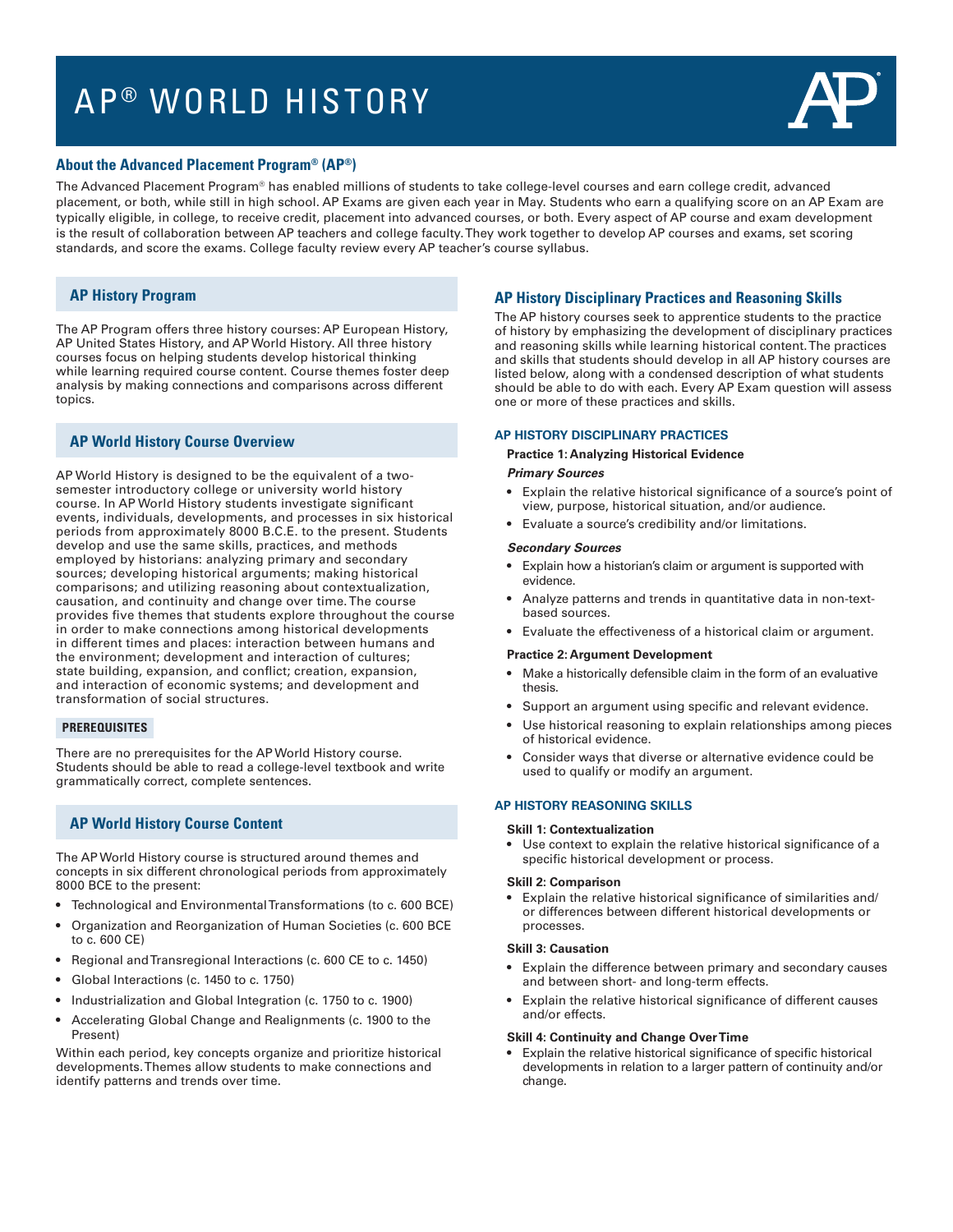# AP® WORLD HISTORY

## About the Advanced Placement Program® (AP®)

The Advanced Placement Program® has enabled millions of students to take college-level courses and earn college credit, advanced placement, or both, while still in high school. AP Exams are given each year in May. Students who earn a qualifying score on an AP Exam are typically eligible, in college, to receive credit, placement into advanced courses, or both. Every aspect of AP course and exam development is the result of collaboration between AP teachers and college faculty. They work together to develop AP courses and exams, set scoring standards, and score the exams. College faculty review every AP teacher's course syllabus.

## AP History Program

The AP Program offers three history courses: AP European History, AP United States History, and AP World History. All three history courses focus on helping students develop historical thinking while learning required course content. Course themes foster deep analysis by making connections and comparisons across different topics.

## AP World History Course Overview

AP World History is designed to be the equivalent of a two-semester introductory college or university world history course. In AP World History students investigate significant events, individuals, developments, and processes in six historical periods from approximately 8000 B.C.E. to the present. Students develop and use the same skills, practices, and methods employed by historians: analyzing primary and secondary sources; developing historical arguments; making historical comparisons; and utilizing reasoning about contextualization, causation, and continuity and change over time. The course provides five themes that students explore throughout the course in order to make connections among historical developments in different times and places: interaction between humans and the environment; development and interaction of cultures; state building, expansion, and conflict; creation, expansion, and interaction of economic systems; and development and transformation of social structures.

### PREREQUISITES

There are no prerequisites for the AP World History course. Students should be able to read a college-level textbook and write grammatically correct, complete sentences.

## AP World History Course Content

The AP World History course is structured around themes and concepts in six different chronological periods from approximately 8000 BCE to the present:

- Technological and Environmental Transformations (to c. 600 BCE)
- Organization and Reorganization of Human Societies (c. 600 BCE to c. 600 CE)
- Regional and Transregional Interactions (c. 600 CE to c. 1450)
- Global Interactions (c. 1450 to c. 1750)
- Industrialization and Global Integration (c. 1750 to c. 1900)
- Accelerating Global Change and Realignments (c. 1900 to the Present)

Within each period, key concepts organize and prioritize historical developments. Themes allow students to make connections and identify patterns and trends over time.

## AP History Disciplinary Practices and Reasoning Skills

The AP history courses seek to apprentice students to the practice of history by emphasizing the development of disciplinary practices and reasoning skills while learning historical content. The practices and skills that students should develop in all AP history courses are listed below, along with a condensed description of what students should be able to do with each. Every AP Exam question will assess one or more of these practices and skills.

### AP HISTORY DISCIPLINARY PRACTICES

**Practice 1: Analyzing Historical Evidence**

***Primary Sources***

- Explain the relative historical significance of a source's point of view, purpose, historical situation, and/or audience.
- Evaluate a source's credibility and/or limitations.

***Secondary Sources***

- Explain how a historian's claim or argument is supported with evidence.
- Analyze patterns and trends in quantitative data in non-text-based sources.
- Evaluate the effectiveness of a historical claim or argument.

**Practice 2: Argument Development**

- Make a historically defensible claim in the form of an evaluative thesis.
- Support an argument using specific and relevant evidence.
- Use historical reasoning to explain relationships among pieces of historical evidence.
- Consider ways that diverse or alternative evidence could be used to qualify or modify an argument.

### AP HISTORY REASONING SKILLS

**Skill 1: Contextualization**

- Use context to explain the relative historical significance of a specific historical development or process.

**Skill 2: Comparison**

- Explain the relative historical significance of similarities and/or differences between different historical developments or processes.

**Skill 3: Causation**

- Explain the difference between primary and secondary causes and between short- and long-term effects.
- Explain the relative historical significance of different causes and/or effects.

**Skill 4: Continuity and Change Over Time**

- Explain the relative historical significance of specific historical developments in relation to a larger pattern of continuity and/or change.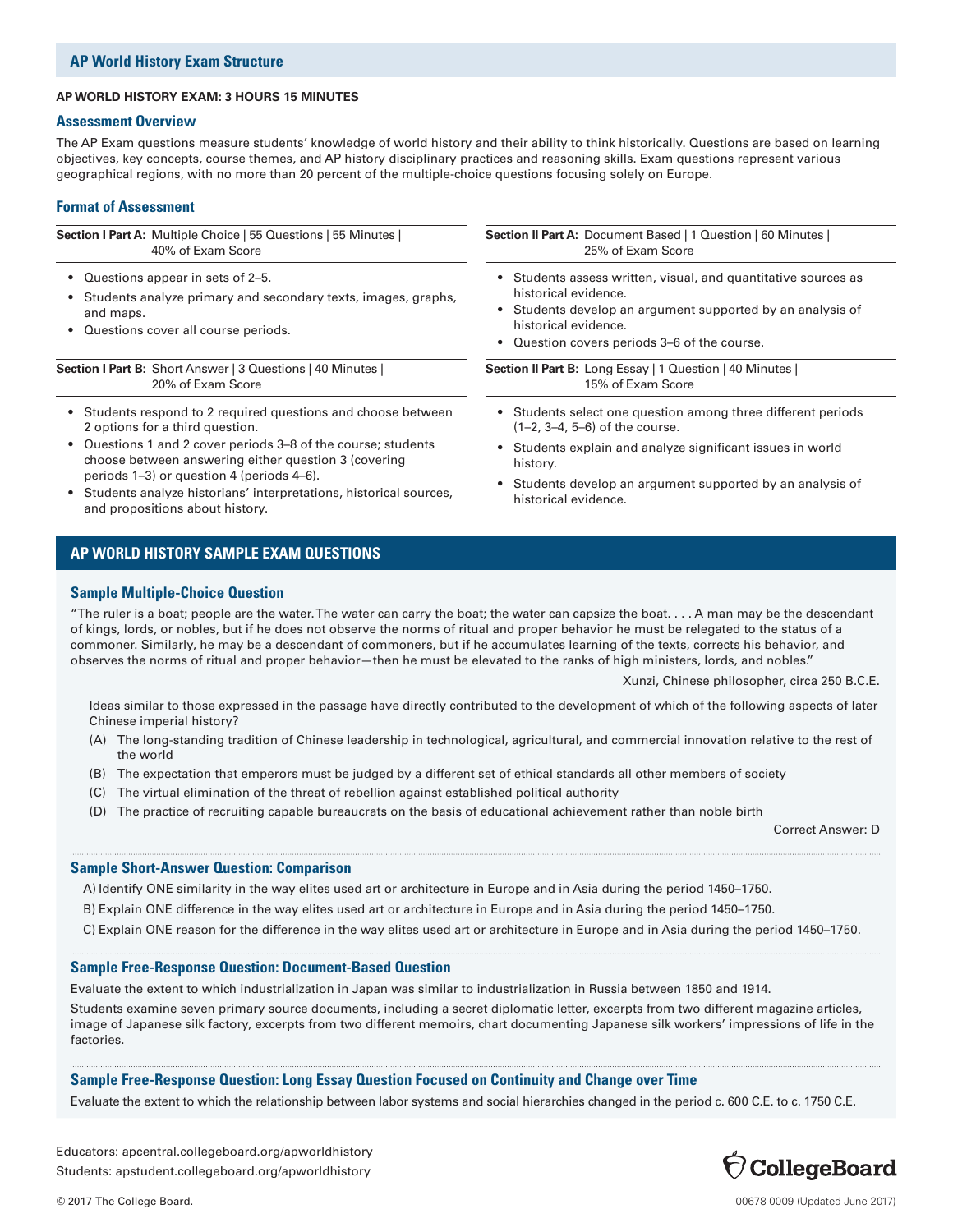## AP World History Exam Structure

**AP WORLD HISTORY EXAM: 3 HOURS 15 MINUTES**

### Assessment Overview

The AP Exam questions measure students' knowledge of world history and their ability to think historically. Questions are based on learning objectives, key concepts, course themes, and AP history disciplinary practices and reasoning skills. Exam questions represent various geographical regions, with no more than 20 percent of the multiple-choice questions focusing solely on Europe.

### Format of Assessment

**Section I Part A:** Multiple Choice | 55 Questions | 55 Minutes | 40% of Exam Score

- Questions appear in sets of 2–5.
- Students analyze primary and secondary texts, images, graphs, and maps.
- Questions cover all course periods.

**Section I Part B:** Short Answer | 3 Questions | 40 Minutes | 20% of Exam Score

- Students respond to 2 required questions and choose between 2 options for a third question.
- Questions 1 and 2 cover periods 3–8 of the course; students choose between answering either question 3 (covering periods 1–3) or question 4 (periods 4–6).
- Students analyze historians' interpretations, historical sources, and propositions about history.

**Section II Part A:** Document Based | 1 Question | 60 Minutes | 25% of Exam Score

- Students assess written, visual, and quantitative sources as historical evidence.
- Students develop an argument supported by an analysis of historical evidence.
- Question covers periods 3–6 of the course.

**Section II Part B:** Long Essay | 1 Question | 40 Minutes | 15% of Exam Score

- Students select one question among three different periods (1–2, 3–4, 5–6) of the course.
- Students explain and analyze significant issues in world history.
- Students develop an argument supported by an analysis of historical evidence.

## AP WORLD HISTORY SAMPLE EXAM QUESTIONS

### Sample Multiple-Choice Question

"The ruler is a boat; people are the water. The water can carry the boat; the water can capsize the boat. . . . A man may be the descendant of kings, lords, or nobles, but if he does not observe the norms of ritual and proper behavior he must be relegated to the status of a commoner. Similarly, he may be a descendant of commoners, but if he accumulates learning of the texts, corrects his behavior, and observes the norms of ritual and proper behavior—then he must be elevated to the ranks of high ministers, lords, and nobles."

Xunzi, Chinese philosopher, circa 250 B.C.E.

Ideas similar to those expressed in the passage have directly contributed to the development of which of the following aspects of later Chinese imperial history?

(A) The long-standing tradition of Chinese leadership in technological, agricultural, and commercial innovation relative to the rest of the world

(B) The expectation that emperors must be judged by a different set of ethical standards all other members of society

(C) The virtual elimination of the threat of rebellion against established political authority

(D) The practice of recruiting capable bureaucrats on the basis of educational achievement rather than noble birth

Correct Answer: D

### Sample Short-Answer Question: Comparison

A) Identify ONE similarity in the way elites used art or architecture in Europe and in Asia during the period 1450–1750.

B) Explain ONE difference in the way elites used art or architecture in Europe and in Asia during the period 1450–1750.

C) Explain ONE reason for the difference in the way elites used art or architecture in Europe and in Asia during the period 1450–1750.

### Sample Free-Response Question: Document-Based Question

Evaluate the extent to which industrialization in Japan was similar to industrialization in Russia between 1850 and 1914.

Students examine seven primary source documents, including a secret diplomatic letter, excerpts from two different magazine articles, image of Japanese silk factory, excerpts from two different memoirs, chart documenting Japanese silk workers' impressions of life in the factories.

### Sample Free-Response Question: Long Essay Question Focused on Continuity and Change over Time

Evaluate the extent to which the relationship between labor systems and social hierarchies changed in the period c. 600 C.E. to c. 1750 C.E.

Educators: apcentral.collegeboard.org/apworldhistory

Students: apstudent.collegeboard.org/apworldhistory

CollegeBoard

© 2017 The College Board.

00678-0009 (Updated June 2017)